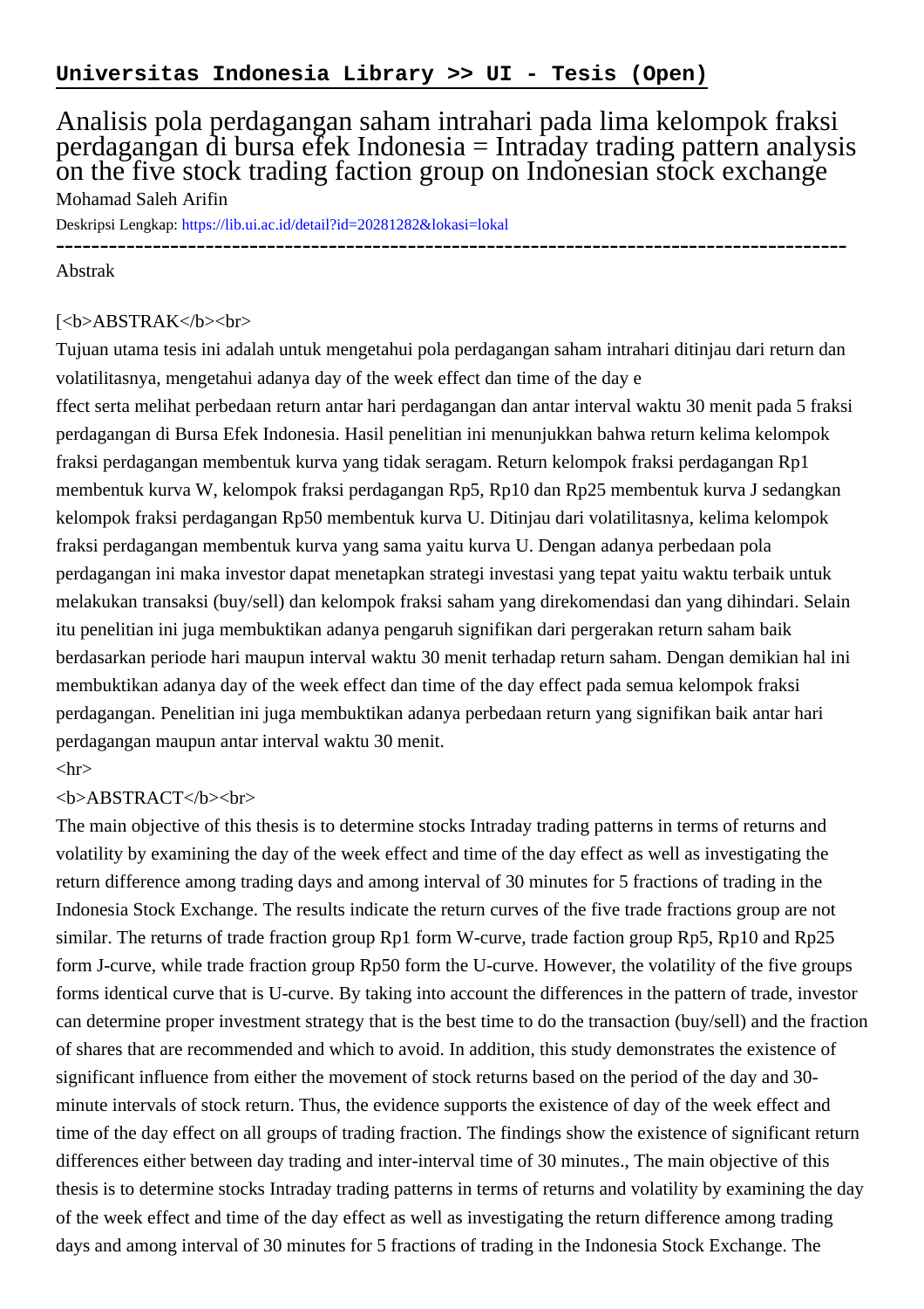**Universitas Indonesia Library >> UI - Tesis (Open)**

# Analisis pola perdagangan saham intrahari pada lima kelompok fraksi perdagangan di bursa efek Indonesia = Intraday trading pattern analysis on the five stock trading faction group on Indonesian stock exchange

Mohamad Saleh Arifin

Deskripsi Lengkap: https://lib.ui.ac.id/detail?id=20281282&lokasi=lokal

------------------------------------------------------------------------------------------

Abstrak

[<b>ABSTRAK</b><br>

Tujuan utama tesis ini adalah untuk mengetahui pola perdagangan saham intrahari ditinjau dari return dan volatilitasnya, mengetahui adanya day of the week effect dan time of the day e
ffect serta melihat perbedaan return antar hari perdagangan dan antar interval waktu 30 menit pada 5 fraksi perdagangan di Bursa Efek Indonesia. Hasil penelitian ini menunjukkan bahwa return kelima kelompok fraksi perdagangan membentuk kurva yang tidak seragam. Return kelompok fraksi perdagangan Rp1 membentuk kurva W, kelompok fraksi perdagangan Rp5, Rp10 dan Rp25 membentuk kurva J sedangkan kelompok fraksi perdagangan Rp50 membentuk kurva U. Ditinjau dari volatilitasnya, kelima kelompok fraksi perdagangan membentuk kurva yang sama yaitu kurva U. Dengan adanya perbedaan pola perdagangan ini maka investor dapat menetapkan strategi investasi yang tepat yaitu waktu terbaik untuk melakukan transaksi (buy/sell) dan kelompok fraksi saham yang direkomendasi dan yang dihindari. Selain itu penelitian ini juga membuktikan adanya pengaruh signifikan dari pergerakan return saham baik berdasarkan periode hari maupun interval waktu 30 menit terhadap return saham. Dengan demikian hal ini membuktikan adanya day of the week effect dan time of the day effect pada semua kelompok fraksi perdagangan. Penelitian ini juga membuktikan adanya perbedaan return yang signifikan baik antar hari perdagangan maupun antar interval waktu 30 menit.

<hr>

<b>ABSTRACT</b><br>

The main objective of this thesis is to determine stocks Intraday trading patterns in terms of returns and volatility by examining the day of the week effect and time of the day effect as well as investigating the return difference among trading days and among interval of 30 minutes for 5 fractions of trading in the Indonesia Stock Exchange. The results indicate the return curves of the five trade fractions group are not similar. The returns of trade fraction group Rp1 form W-curve, trade faction group Rp5, Rp10 and Rp25 form J-curve, while trade fraction group Rp50 form the U-curve. However, the volatility of the five groups forms identical curve that is U-curve. By taking into account the differences in the pattern of trade, investor can determine proper investment strategy that is the best time to do the transaction (buy/sell) and the fraction of shares that are recommended and which to avoid. In addition, this study demonstrates the existence of significant influence from either the movement of stock returns based on the period of the day and 30-minute intervals of stock return. Thus, the evidence supports the existence of day of the week effect and time of the day effect on all groups of trading fraction. The findings show the existence of significant return differences either between day trading and inter-interval time of 30 minutes., The main objective of this thesis is to determine stocks Intraday trading patterns in terms of returns and volatility by examining the day of the week effect and time of the day effect as well as investigating the return difference among trading days and among interval of 30 minutes for 5 fractions of trading in the Indonesia Stock Exchange. The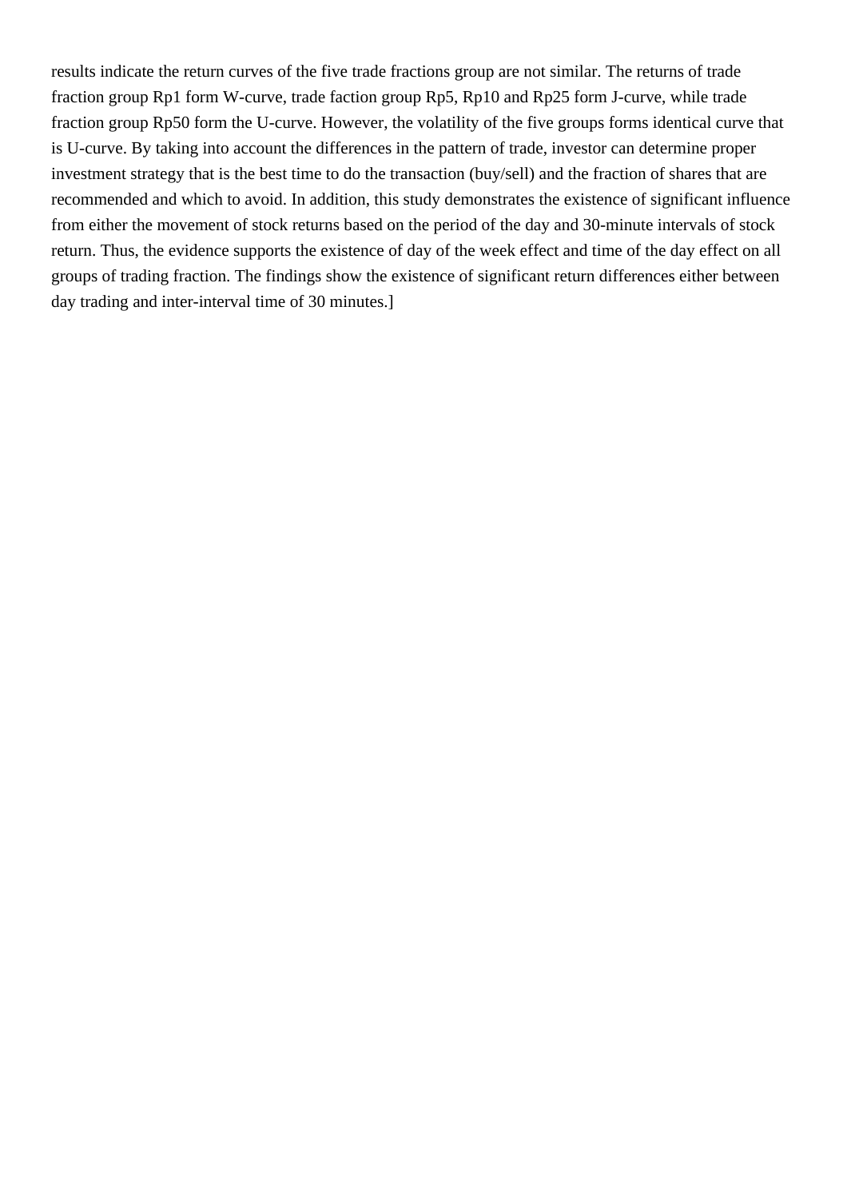results indicate the return curves of the five trade fractions group are not similar. The returns of trade fraction group Rp1 form W-curve, trade faction group Rp5, Rp10 and Rp25 form J-curve, while trade fraction group Rp50 form the U-curve. However, the volatility of the five groups forms identical curve that is U-curve. By taking into account the differences in the pattern of trade, investor can determine proper investment strategy that is the best time to do the transaction (buy/sell) and the fraction of shares that are recommended and which to avoid. In addition, this study demonstrates the existence of significant influence from either the movement of stock returns based on the period of the day and 30-minute intervals of stock return. Thus, the evidence supports the existence of day of the week effect and time of the day effect on all groups of trading fraction. The findings show the existence of significant return differences either between day trading and inter-interval time of 30 minutes.]